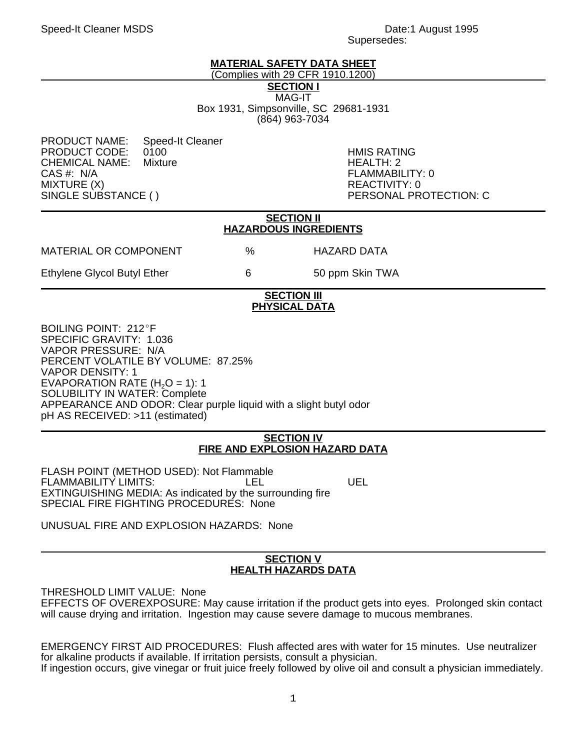Speed-It Cleaner MSDS Date:1 August 1995
Supersedes:

# MATERIAL SAFETY DATA SHEET

(Complies with 29 CFR 1910.1200)

## SECTION I

MAG-IT
Box 1931, Simpsonville, SC 29681-1931
(864) 963-7034

PRODUCT NAME: Speed-It Cleaner
PRODUCT CODE: 0100
CHEMICAL NAME: Mixture
CAS #: N/A
MIXTURE (X)
SINGLE SUBSTANCE ( )

HMIS RATING
HEALTH: 2
FLAMMABILITY: 0
REACTIVITY: 0
PERSONAL PROTECTION: C

## SECTION II
## HAZARDOUS INGREDIENTS

| MATERIAL OR COMPONENT | % | HAZARD DATA |
|---|---|---|
| Ethylene Glycol Butyl Ether | 6 | 50 ppm Skin TWA |

## SECTION III
## PHYSICAL DATA

BOILING POINT: 212°F
SPECIFIC GRAVITY: 1.036
VAPOR PRESSURE: N/A
PERCENT VOLATILE BY VOLUME: 87.25%
VAPOR DENSITY: 1
EVAPORATION RATE ($H_2O$ = 1): 1
SOLUBILITY IN WATER: Complete
APPEARANCE AND ODOR: Clear purple liquid with a slight butyl odor
pH AS RECEIVED: >11 (estimated)

## SECTION IV
## FIRE AND EXPLOSION HAZARD DATA

FLASH POINT (METHOD USED): Not Flammable
FLAMMABILITY LIMITS: LEL UEL
EXTINGUISHING MEDIA: As indicated by the surrounding fire
SPECIAL FIRE FIGHTING PROCEDURES: None

UNUSUAL FIRE AND EXPLOSION HAZARDS: None

## SECTION V
## HEALTH HAZARDS DATA

THRESHOLD LIMIT VALUE: None
EFFECTS OF OVEREXPOSURE: May cause irritation if the product gets into eyes. Prolonged skin contact will cause drying and irritation. Ingestion may cause severe damage to mucous membranes.

EMERGENCY FIRST AID PROCEDURES: Flush affected ares with water for 15 minutes. Use neutralizer for alkaline products if available. If irritation persists, consult a physician.
If ingestion occurs, give vinegar or fruit juice freely followed by olive oil and consult a physician immediately.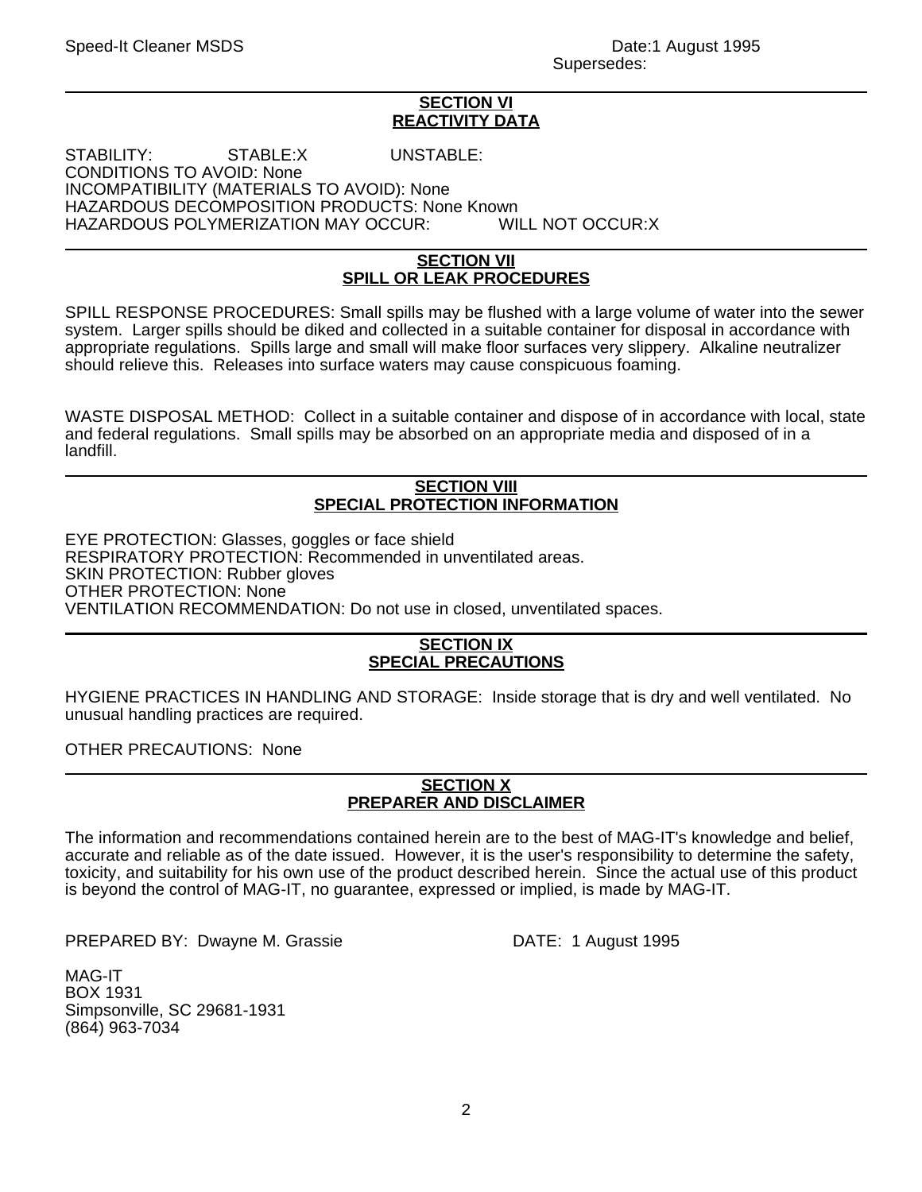## SECTION VI
## REACTIVITY DATA

STABILITY: STABLE:X UNSTABLE:
CONDITIONS TO AVOID: None
INCOMPATIBILITY (MATERIALS TO AVOID): None
HAZARDOUS DECOMPOSITION PRODUCTS: None Known
HAZARDOUS POLYMERIZATION MAY OCCUR: WILL NOT OCCUR:X

## SECTION VII
## SPILL OR LEAK PROCEDURES

SPILL RESPONSE PROCEDURES: Small spills may be flushed with a large volume of water into the sewer system. Larger spills should be diked and collected in a suitable container for disposal in accordance with appropriate regulations. Spills large and small will make floor surfaces very slippery. Alkaline neutralizer should relieve this. Releases into surface waters may cause conspicuous foaming.

WASTE DISPOSAL METHOD: Collect in a suitable container and dispose of in accordance with local, state and federal regulations. Small spills may be absorbed on an appropriate media and disposed of in a landfill.

## SECTION VIII
## SPECIAL PROTECTION INFORMATION

EYE PROTECTION: Glasses, goggles or face shield
RESPIRATORY PROTECTION: Recommended in unventilated areas.
SKIN PROTECTION: Rubber gloves
OTHER PROTECTION: None
VENTILATION RECOMMENDATION: Do not use in closed, unventilated spaces.

## SECTION IX
## SPECIAL PRECAUTIONS

HYGIENE PRACTICES IN HANDLING AND STORAGE: Inside storage that is dry and well ventilated. No unusual handling practices are required.

OTHER PRECAUTIONS: None

## SECTION X
## PREPARER AND DISCLAIMER

The information and recommendations contained herein are to the best of MAG-IT's knowledge and belief, accurate and reliable as of the date issued. However, it is the user's responsibility to determine the safety, toxicity, and suitability for his own use of the product described herein. Since the actual use of this product is beyond the control of MAG-IT, no guarantee, expressed or implied, is made by MAG-IT.

PREPARED BY: Dwayne M. Grassie DATE: 1 August 1995

MAG-IT
BOX 1931
Simpsonville, SC 29681-1931
(864) 963-7034